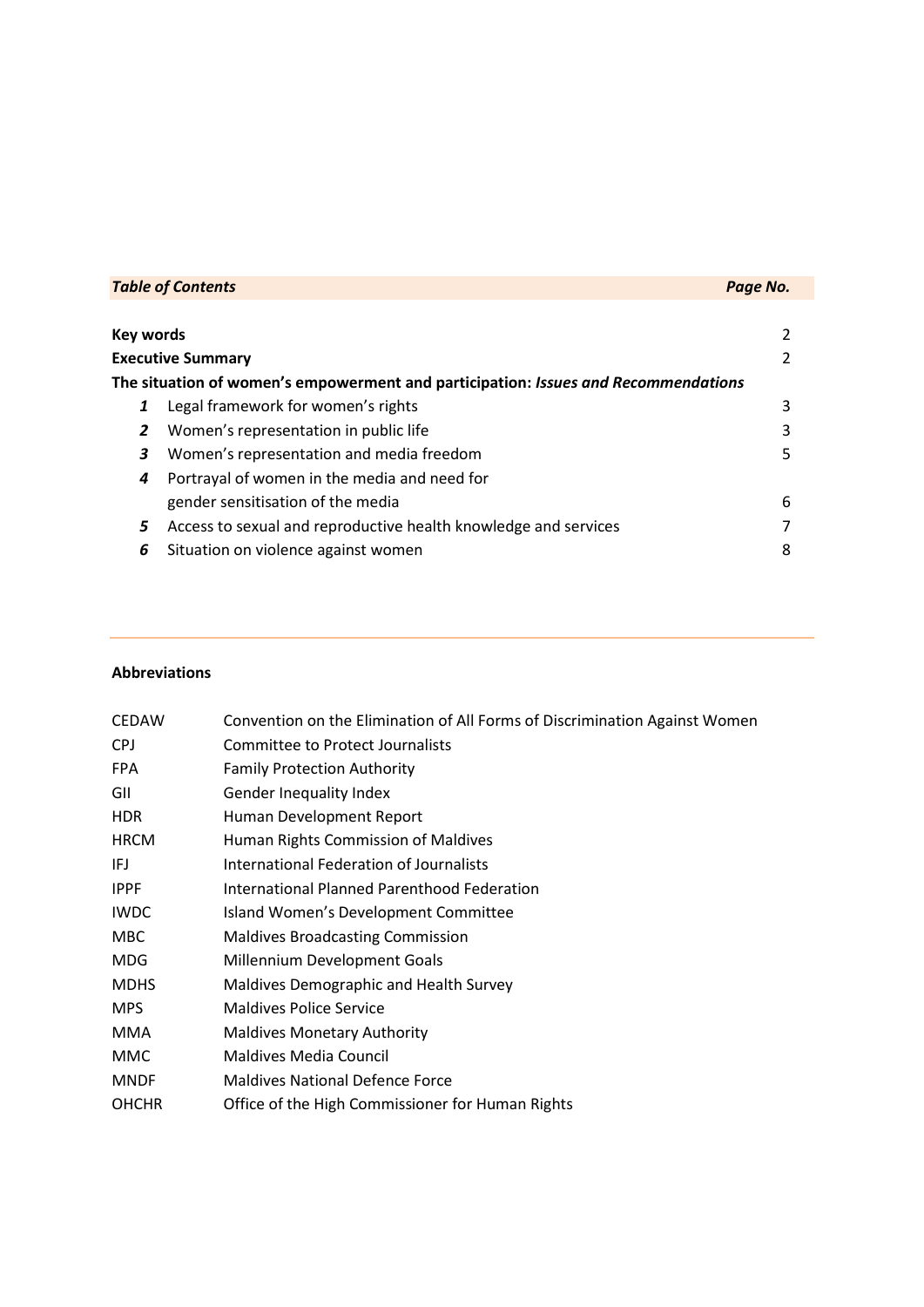| ***Table of Contents*** | | ***Page No.*** |
|---|---|---|
| **Key words** | | 2 |
| **Executive Summary** | | 2 |
| **The situation of women's empowerment and participation: *Issues and Recommendations*** | | |
| ***1*** | Legal framework for women's rights | 3 |
| ***2*** | Women's representation in public life | 3 |
| ***3*** | Women's representation and media freedom | 5 |
| ***4*** | Portrayal of women in the media and need for gender sensitisation of the media | 6 |
| ***5*** | Access to sexual and reproductive health knowledge and services | 7 |
| ***6*** | Situation on violence against women | 8 |

---

**Abbreviations**

| | |
|---|---|
| CEDAW | Convention on the Elimination of All Forms of Discrimination Against Women |
| CPJ | Committee to Protect Journalists |
| FPA | Family Protection Authority |
| GII | Gender Inequality Index |
| HDR | Human Development Report |
| HRCM | Human Rights Commission of Maldives |
| IFJ | International Federation of Journalists |
| IPPF | International Planned Parenthood Federation |
| IWDC | Island Women's Development Committee |
| MBC | Maldives Broadcasting Commission |
| MDG | Millennium Development Goals |
| MDHS | Maldives Demographic and Health Survey |
| MPS | Maldives Police Service |
| MMA | Maldives Monetary Authority |
| MMC | Maldives Media Council |
| MNDF | Maldives National Defence Force |
| OHCHR | Office of the High Commissioner for Human Rights |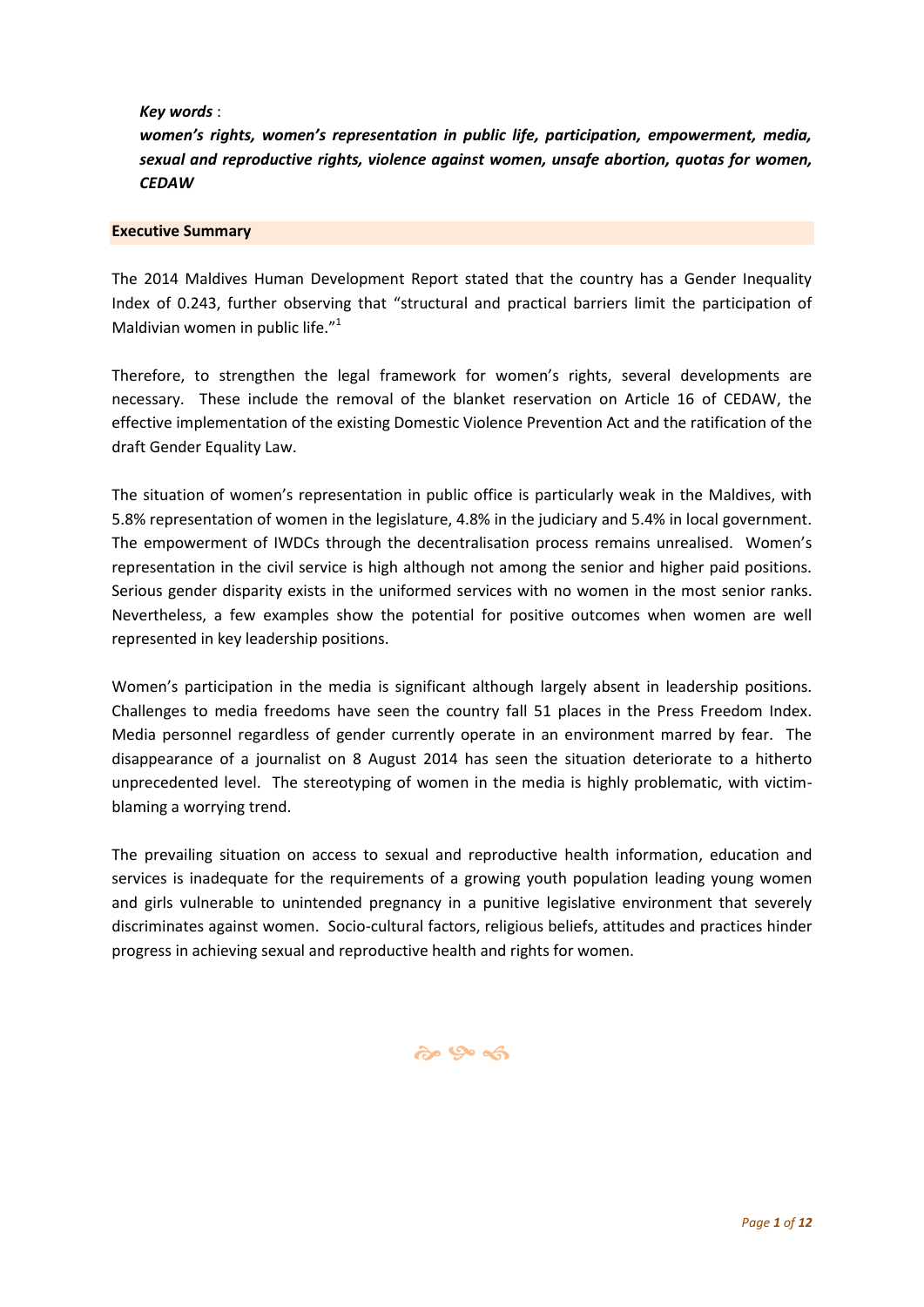***Key words*** :

***women's rights, women's representation in public life, participation, empowerment, media, sexual and reproductive rights, violence against women, unsafe abortion, quotas for women, CEDAW***

## Executive Summary

The 2014 Maldives Human Development Report stated that the country has a Gender Inequality Index of 0.243, further observing that "structural and practical barriers limit the participation of Maldivian women in public life."[1]

Therefore, to strengthen the legal framework for women's rights, several developments are necessary. These include the removal of the blanket reservation on Article 16 of CEDAW, the effective implementation of the existing Domestic Violence Prevention Act and the ratification of the draft Gender Equality Law.

The situation of women's representation in public office is particularly weak in the Maldives, with 5.8% representation of women in the legislature, 4.8% in the judiciary and 5.4% in local government. The empowerment of IWDCs through the decentralisation process remains unrealised. Women's representation in the civil service is high although not among the senior and higher paid positions. Serious gender disparity exists in the uniformed services with no women in the most senior ranks. Nevertheless, a few examples show the potential for positive outcomes when women are well represented in key leadership positions.

Women's participation in the media is significant although largely absent in leadership positions. Challenges to media freedoms have seen the country fall 51 places in the Press Freedom Index. Media personnel regardless of gender currently operate in an environment marred by fear. The disappearance of a journalist on 8 August 2014 has seen the situation deteriorate to a hitherto unprecedented level. The stereotyping of women in the media is highly problematic, with victim-blaming a worrying trend.

The prevailing situation on access to sexual and reproductive health information, education and services is inadequate for the requirements of a growing youth population leading young women and girls vulnerable to unintended pregnancy in a punitive legislative environment that severely discriminates against women. Socio-cultural factors, religious beliefs, attitudes and practices hinder progress in achieving sexual and reproductive health and rights for women.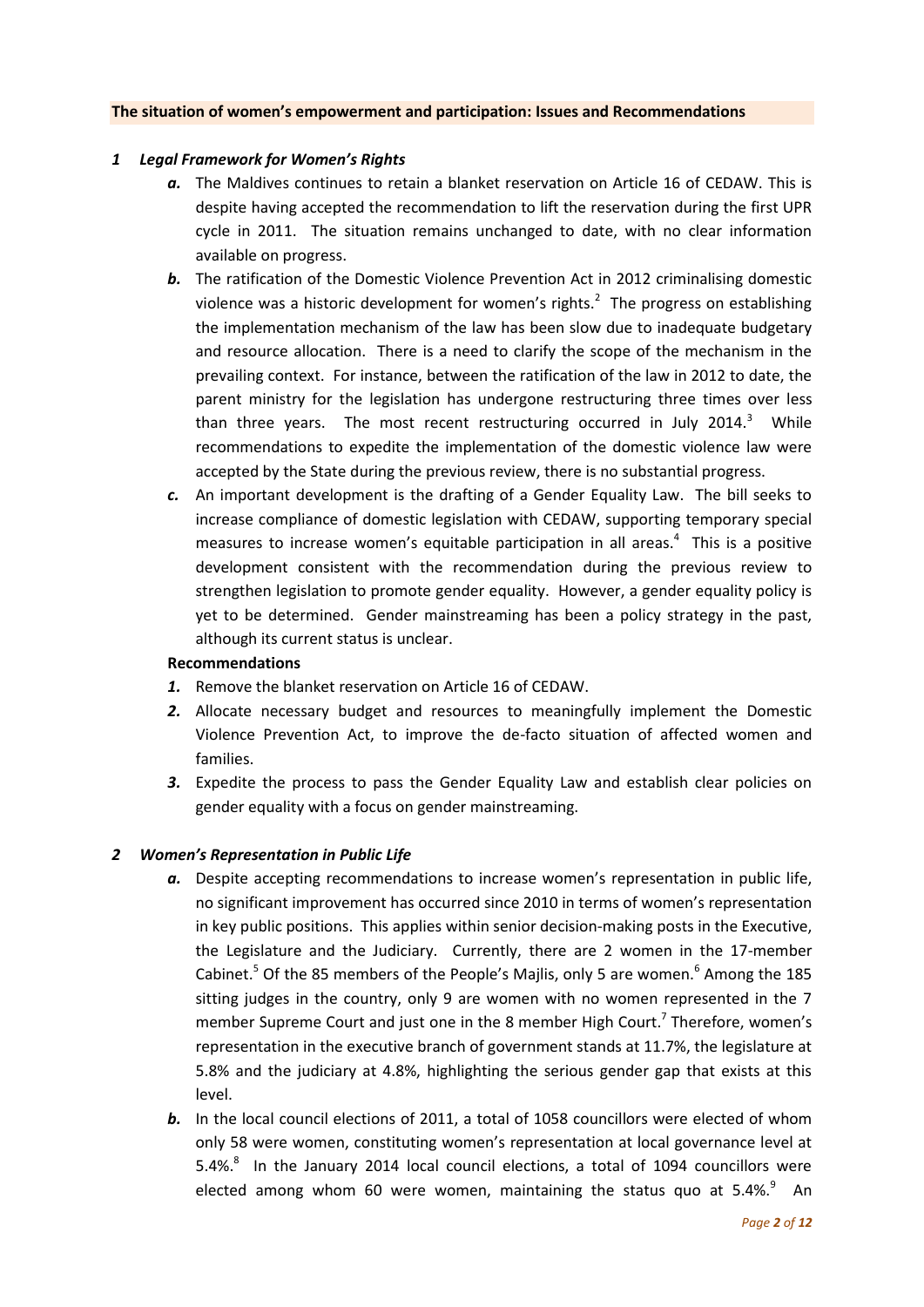**The situation of women's empowerment and participation: Issues and Recommendations**

### *1 Legal Framework for Women's Rights*

- ***a.*** The Maldives continues to retain a blanket reservation on Article 16 of CEDAW. This is despite having accepted the recommendation to lift the reservation during the first UPR cycle in 2011. The situation remains unchanged to date, with no clear information available on progress.
- ***b.*** The ratification of the Domestic Violence Prevention Act in 2012 criminalising domestic violence was a historic development for women's rights.[2] The progress on establishing the implementation mechanism of the law has been slow due to inadequate budgetary and resource allocation. There is a need to clarify the scope of the mechanism in the prevailing context. For instance, between the ratification of the law in 2012 to date, the parent ministry for the legislation has undergone restructuring three times over less than three years. The most recent restructuring occurred in July 2014.[3] While recommendations to expedite the implementation of the domestic violence law were accepted by the State during the previous review, there is no substantial progress.
- ***c.*** An important development is the drafting of a Gender Equality Law. The bill seeks to increase compliance of domestic legislation with CEDAW, supporting temporary special measures to increase women's equitable participation in all areas.[4] This is a positive development consistent with the recommendation during the previous review to strengthen legislation to promote gender equality. However, a gender equality policy is yet to be determined. Gender mainstreaming has been a policy strategy in the past, although its current status is unclear.

**Recommendations**

1. Remove the blanket reservation on Article 16 of CEDAW.
2. Allocate necessary budget and resources to meaningfully implement the Domestic Violence Prevention Act, to improve the de-facto situation of affected women and families.
3. Expedite the process to pass the Gender Equality Law and establish clear policies on gender equality with a focus on gender mainstreaming.

### *2 Women's Representation in Public Life*

- ***a.*** Despite accepting recommendations to increase women's representation in public life, no significant improvement has occurred since 2010 in terms of women's representation in key public positions. This applies within senior decision-making posts in the Executive, the Legislature and the Judiciary. Currently, there are 2 women in the 17-member Cabinet.[5] Of the 85 members of the People's Majlis, only 5 are women.[6] Among the 185 sitting judges in the country, only 9 are women with no women represented in the 7 member Supreme Court and just one in the 8 member High Court.[7] Therefore, women's representation in the executive branch of government stands at 11.7%, the legislature at 5.8% and the judiciary at 4.8%, highlighting the serious gender gap that exists at this level.
- ***b.*** In the local council elections of 2011, a total of 1058 councillors were elected of whom only 58 were women, constituting women's representation at local governance level at 5.4%.[8] In the January 2014 local council elections, a total of 1094 councillors were elected among whom 60 were women, maintaining the status quo at 5.4%.[9] An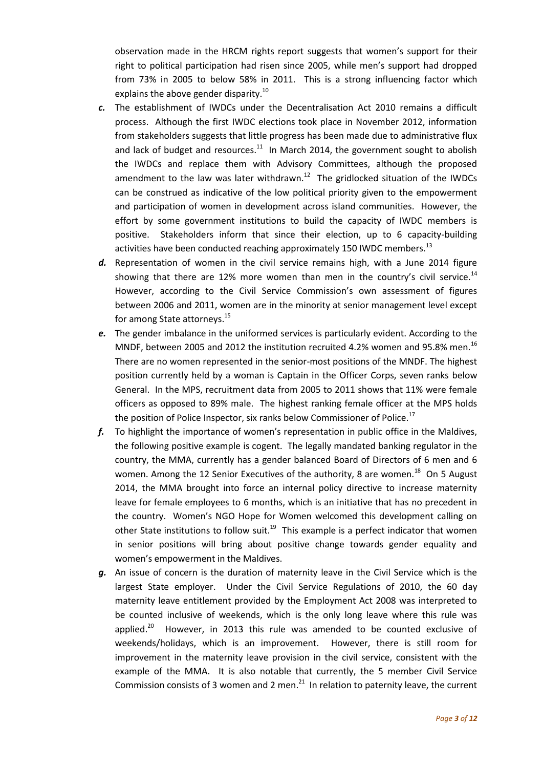observation made in the HRCM rights report suggests that women's support for their right to political participation had risen since 2005, while men's support had dropped from 73% in 2005 to below 58% in 2011. This is a strong influencing factor which explains the above gender disparity.[10]

*c.* The establishment of IWDCs under the Decentralisation Act 2010 remains a difficult process. Although the first IWDC elections took place in November 2012, information from stakeholders suggests that little progress has been made due to administrative flux and lack of budget and resources.[11] In March 2014, the government sought to abolish the IWDCs and replace them with Advisory Committees, although the proposed amendment to the law was later withdrawn.[12] The gridlocked situation of the IWDCs can be construed as indicative of the low political priority given to the empowerment and participation of women in development across island communities. However, the effort by some government institutions to build the capacity of IWDC members is positive. Stakeholders inform that since their election, up to 6 capacity-building activities have been conducted reaching approximately 150 IWDC members.[13]

*d.* Representation of women in the civil service remains high, with a June 2014 figure showing that there are 12% more women than men in the country's civil service.[14] However, according to the Civil Service Commission's own assessment of figures between 2006 and 2011, women are in the minority at senior management level except for among State attorneys.[15]

*e.* The gender imbalance in the uniformed services is particularly evident. According to the MNDF, between 2005 and 2012 the institution recruited 4.2% women and 95.8% men.[16] There are no women represented in the senior-most positions of the MNDF. The highest position currently held by a woman is Captain in the Officer Corps, seven ranks below General. In the MPS, recruitment data from 2005 to 2011 shows that 11% were female officers as opposed to 89% male. The highest ranking female officer at the MPS holds the position of Police Inspector, six ranks below Commissioner of Police.[17]

*f.* To highlight the importance of women's representation in public office in the Maldives, the following positive example is cogent. The legally mandated banking regulator in the country, the MMA, currently has a gender balanced Board of Directors of 6 men and 6 women. Among the 12 Senior Executives of the authority, 8 are women.[18] On 5 August 2014, the MMA brought into force an internal policy directive to increase maternity leave for female employees to 6 months, which is an initiative that has no precedent in the country. Women's NGO Hope for Women welcomed this development calling on other State institutions to follow suit.[19] This example is a perfect indicator that women in senior positions will bring about positive change towards gender equality and women's empowerment in the Maldives.

*g.* An issue of concern is the duration of maternity leave in the Civil Service which is the largest State employer. Under the Civil Service Regulations of 2010, the 60 day maternity leave entitlement provided by the Employment Act 2008 was interpreted to be counted inclusive of weekends, which is the only long leave where this rule was applied.[20] However, in 2013 this rule was amended to be counted exclusive of weekends/holidays, which is an improvement. However, there is still room for improvement in the maternity leave provision in the civil service, consistent with the example of the MMA. It is also notable that currently, the 5 member Civil Service Commission consists of 3 women and 2 men.[21] In relation to paternity leave, the current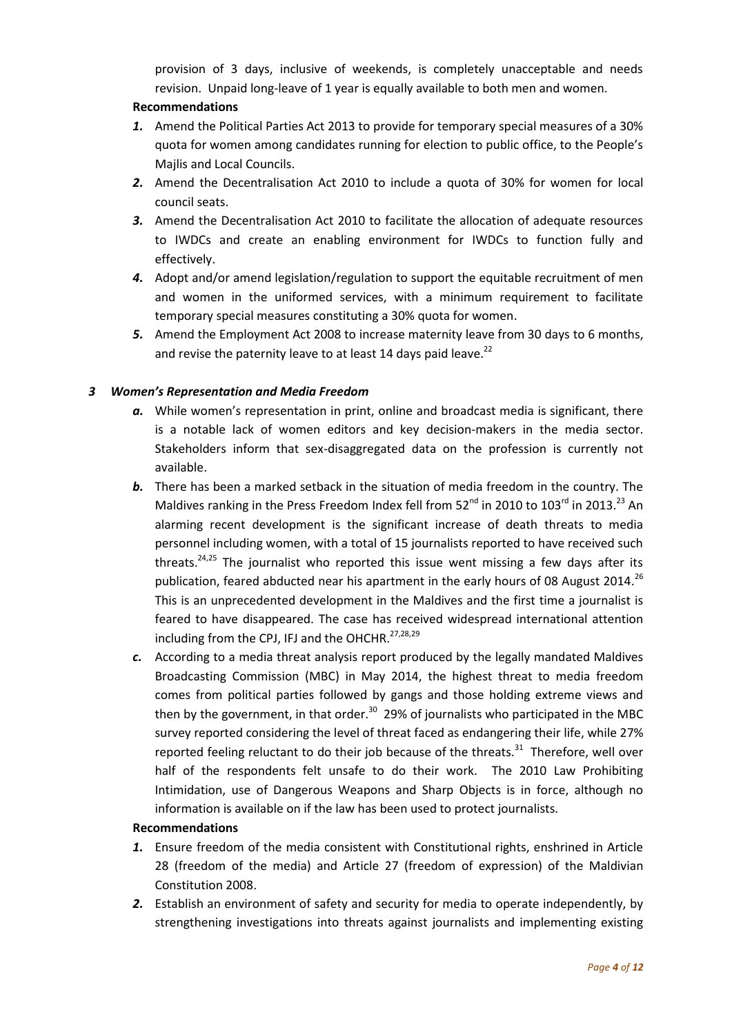provision of 3 days, inclusive of weekends, is completely unacceptable and needs revision. Unpaid long-leave of 1 year is equally available to both men and women.

**Recommendations**

1. Amend the Political Parties Act 2013 to provide for temporary special measures of a 30% quota for women among candidates running for election to public office, to the People's Majlis and Local Councils.
2. Amend the Decentralisation Act 2010 to include a quota of 30% for women for local council seats.
3. Amend the Decentralisation Act 2010 to facilitate the allocation of adequate resources to IWDCs and create an enabling environment for IWDCs to function fully and effectively.
4. Adopt and/or amend legislation/regulation to support the equitable recruitment of men and women in the uniformed services, with a minimum requirement to facilitate temporary special measures constituting a 30% quota for women.
5. Amend the Employment Act 2008 to increase maternity leave from 30 days to 6 months, and revise the paternity leave to at least 14 days paid leave.[22]

### *3 Women's Representation and Media Freedom*

***a.*** While women's representation in print, online and broadcast media is significant, there is a notable lack of women editors and key decision-makers in the media sector. Stakeholders inform that sex-disaggregated data on the profession is currently not available.

***b.*** There has been a marked setback in the situation of media freedom in the country. The Maldives ranking in the Press Freedom Index fell from 52nd in 2010 to 103rd in 2013.[23] An alarming recent development is the significant increase of death threats to media personnel including women, with a total of 15 journalists reported to have received such threats.[24,25] The journalist who reported this issue went missing a few days after its publication, feared abducted near his apartment in the early hours of 08 August 2014.[26] This is an unprecedented development in the Maldives and the first time a journalist is feared to have disappeared. The case has received widespread international attention including from the CPJ, IFJ and the OHCHR.[27,28,29]

***c.*** According to a media threat analysis report produced by the legally mandated Maldives Broadcasting Commission (MBC) in May 2014, the highest threat to media freedom comes from political parties followed by gangs and those holding extreme views and then by the government, in that order.[30] 29% of journalists who participated in the MBC survey reported considering the level of threat faced as endangering their life, while 27% reported feeling reluctant to do their job because of the threats.[31] Therefore, well over half of the respondents felt unsafe to do their work. The 2010 Law Prohibiting Intimidation, use of Dangerous Weapons and Sharp Objects is in force, although no information is available on if the law has been used to protect journalists.

**Recommendations**

1. Ensure freedom of the media consistent with Constitutional rights, enshrined in Article 28 (freedom of the media) and Article 27 (freedom of expression) of the Maldivian Constitution 2008.
2. Establish an environment of safety and security for media to operate independently, by strengthening investigations into threats against journalists and implementing existing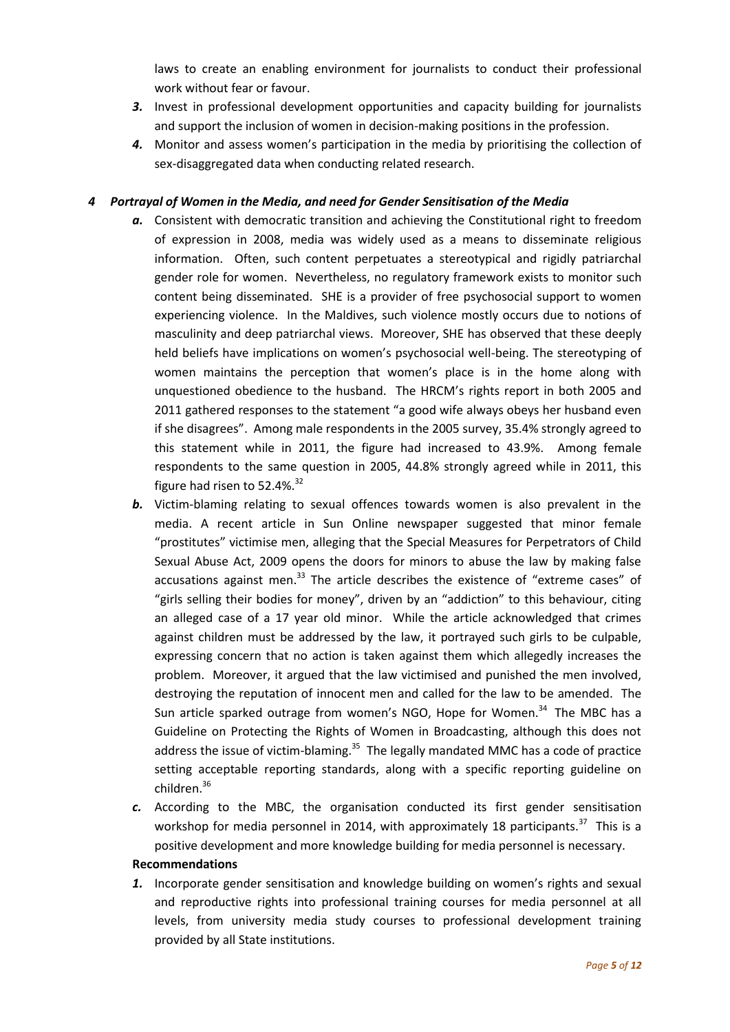laws to create an enabling environment for journalists to conduct their professional work without fear or favour.

***3.*** Invest in professional development opportunities and capacity building for journalists and support the inclusion of women in decision-making positions in the profession.

***4.*** Monitor and assess women's participation in the media by prioritising the collection of sex-disaggregated data when conducting related research.

### *4 Portrayal of Women in the Media, and need for Gender Sensitisation of the Media*

***a.*** Consistent with democratic transition and achieving the Constitutional right to freedom of expression in 2008, media was widely used as a means to disseminate religious information. Often, such content perpetuates a stereotypical and rigidly patriarchal gender role for women. Nevertheless, no regulatory framework exists to monitor such content being disseminated. SHE is a provider of free psychosocial support to women experiencing violence. In the Maldives, such violence mostly occurs due to notions of masculinity and deep patriarchal views. Moreover, SHE has observed that these deeply held beliefs have implications on women's psychosocial well-being. The stereotyping of women maintains the perception that women's place is in the home along with unquestioned obedience to the husband. The HRCM's rights report in both 2005 and 2011 gathered responses to the statement "a good wife always obeys her husband even if she disagrees". Among male respondents in the 2005 survey, 35.4% strongly agreed to this statement while in 2011, the figure had increased to 43.9%. Among female respondents to the same question in 2005, 44.8% strongly agreed while in 2011, this figure had risen to 52.4%.[32]

***b.*** Victim-blaming relating to sexual offences towards women is also prevalent in the media. A recent article in Sun Online newspaper suggested that minor female "prostitutes" victimise men, alleging that the Special Measures for Perpetrators of Child Sexual Abuse Act, 2009 opens the doors for minors to abuse the law by making false accusations against men.[33] The article describes the existence of "extreme cases" of "girls selling their bodies for money", driven by an "addiction" to this behaviour, citing an alleged case of a 17 year old minor. While the article acknowledged that crimes against children must be addressed by the law, it portrayed such girls to be culpable, expressing concern that no action is taken against them which allegedly increases the problem. Moreover, it argued that the law victimised and punished the men involved, destroying the reputation of innocent men and called for the law to be amended. The Sun article sparked outrage from women's NGO, Hope for Women.[34] The MBC has a Guideline on Protecting the Rights of Women in Broadcasting, although this does not address the issue of victim-blaming.[35] The legally mandated MMC has a code of practice setting acceptable reporting standards, along with a specific reporting guideline on children.[36]

***c.*** According to the MBC, the organisation conducted its first gender sensitisation workshop for media personnel in 2014, with approximately 18 participants.[37] This is a positive development and more knowledge building for media personnel is necessary.

**Recommendations**

***1.*** Incorporate gender sensitisation and knowledge building on women's rights and sexual and reproductive rights into professional training courses for media personnel at all levels, from university media study courses to professional development training provided by all State institutions.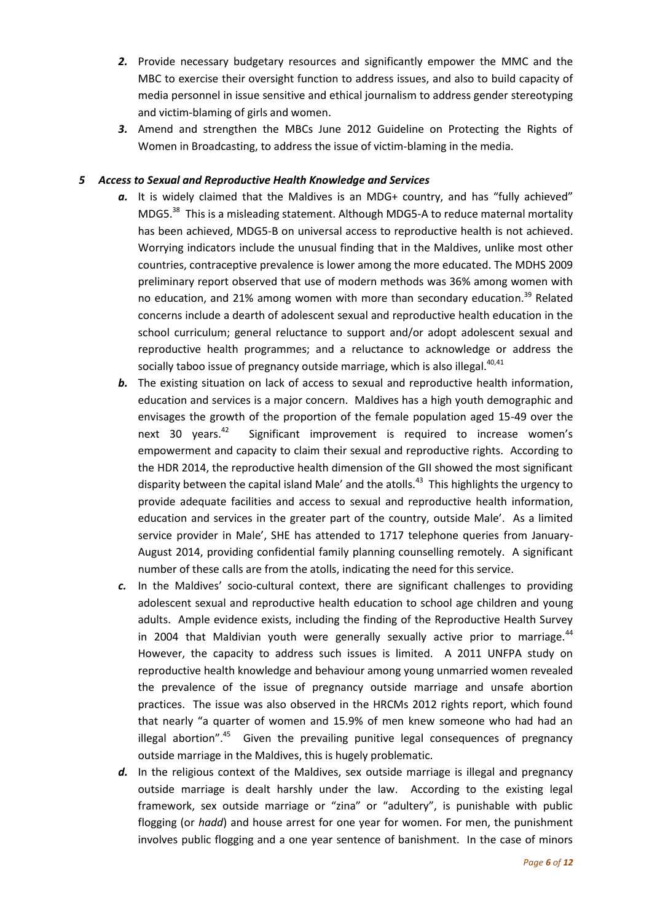2. Provide necessary budgetary resources and significantly empower the MMC and the MBC to exercise their oversight function to address issues, and also to build capacity of media personnel in issue sensitive and ethical journalism to address gender stereotyping and victim-blaming of girls and women.
3. Amend and strengthen the MBCs June 2012 Guideline on Protecting the Rights of Women in Broadcasting, to address the issue of victim-blaming in the media.

### *5 Access to Sexual and Reproductive Health Knowledge and Services*

***a.*** It is widely claimed that the Maldives is an MDG+ country, and has "fully achieved" MDG5.[38] This is a misleading statement. Although MDG5-A to reduce maternal mortality has been achieved, MDG5-B on universal access to reproductive health is not achieved. Worrying indicators include the unusual finding that in the Maldives, unlike most other countries, contraceptive prevalence is lower among the more educated. The MDHS 2009 preliminary report observed that use of modern methods was 36% among women with no education, and 21% among women with more than secondary education.[39] Related concerns include a dearth of adolescent sexual and reproductive health education in the school curriculum; general reluctance to support and/or adopt adolescent sexual and reproductive health programmes; and a reluctance to acknowledge or address the socially taboo issue of pregnancy outside marriage, which is also illegal.[40,41]

***b.*** The existing situation on lack of access to sexual and reproductive health information, education and services is a major concern. Maldives has a high youth demographic and envisages the growth of the proportion of the female population aged 15-49 over the next 30 years.[42] Significant improvement is required to increase women's empowerment and capacity to claim their sexual and reproductive rights. According to the HDR 2014, the reproductive health dimension of the GII showed the most significant disparity between the capital island Male' and the atolls.[43] This highlights the urgency to provide adequate facilities and access to sexual and reproductive health information, education and services in the greater part of the country, outside Male'. As a limited service provider in Male', SHE has attended to 1717 telephone queries from January-August 2014, providing confidential family planning counselling remotely. A significant number of these calls are from the atolls, indicating the need for this service.

***c.*** In the Maldives' socio-cultural context, there are significant challenges to providing adolescent sexual and reproductive health education to school age children and young adults. Ample evidence exists, including the finding of the Reproductive Health Survey in 2004 that Maldivian youth were generally sexually active prior to marriage.[44] However, the capacity to address such issues is limited. A 2011 UNFPA study on reproductive health knowledge and behaviour among young unmarried women revealed the prevalence of the issue of pregnancy outside marriage and unsafe abortion practices. The issue was also observed in the HRCMs 2012 rights report, which found that nearly "a quarter of women and 15.9% of men knew someone who had had an illegal abortion".[45] Given the prevailing punitive legal consequences of pregnancy outside marriage in the Maldives, this is hugely problematic.

***d.*** In the religious context of the Maldives, sex outside marriage is illegal and pregnancy outside marriage is dealt harshly under the law. According to the existing legal framework, sex outside marriage or "zina" or "adultery", is punishable with public flogging (or *hadd*) and house arrest for one year for women. For men, the punishment involves public flogging and a one year sentence of banishment. In the case of minors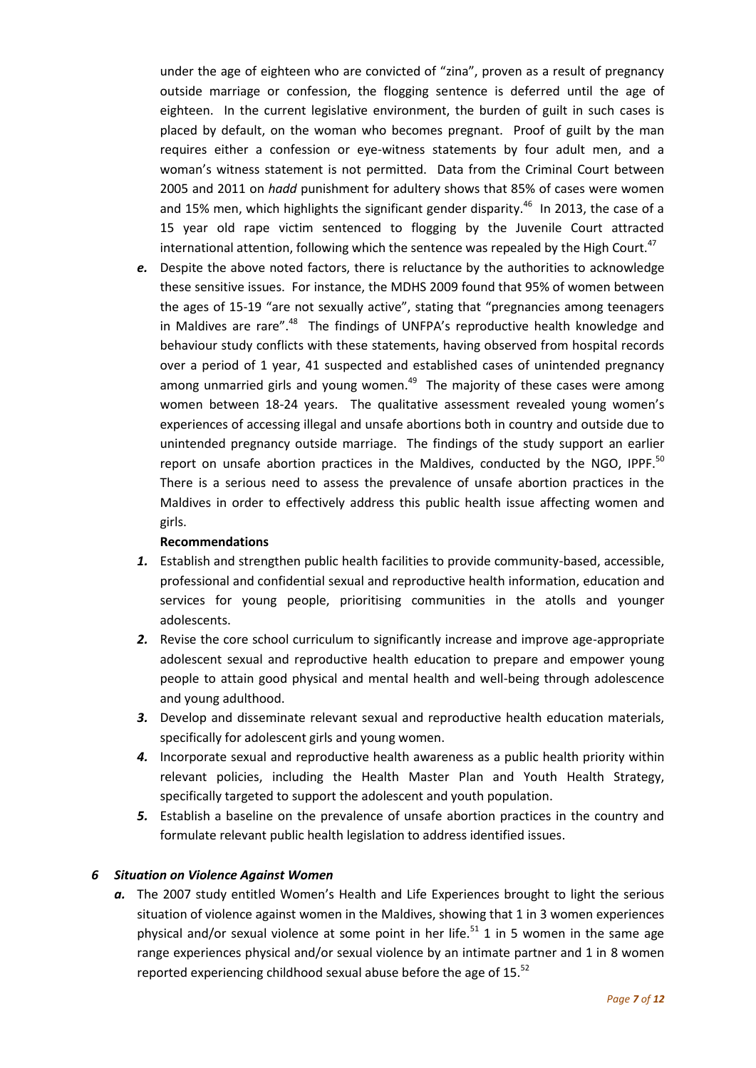under the age of eighteen who are convicted of "zina", proven as a result of pregnancy outside marriage or confession, the flogging sentence is deferred until the age of eighteen. In the current legislative environment, the burden of guilt in such cases is placed by default, on the woman who becomes pregnant. Proof of guilt by the man requires either a confession or eye-witness statements by four adult men, and a woman's witness statement is not permitted. Data from the Criminal Court between 2005 and 2011 on *hadd* punishment for adultery shows that 85% of cases were women and 15% men, which highlights the significant gender disparity.[46] In 2013, the case of a 15 year old rape victim sentenced to flogging by the Juvenile Court attracted international attention, following which the sentence was repealed by the High Court.[47]

***e.*** Despite the above noted factors, there is reluctance by the authorities to acknowledge these sensitive issues. For instance, the MDHS 2009 found that 95% of women between the ages of 15-19 "are not sexually active", stating that "pregnancies among teenagers in Maldives are rare".[48] The findings of UNFPA's reproductive health knowledge and behaviour study conflicts with these statements, having observed from hospital records over a period of 1 year, 41 suspected and established cases of unintended pregnancy among unmarried girls and young women.[49] The majority of these cases were among women between 18-24 years. The qualitative assessment revealed young women's experiences of accessing illegal and unsafe abortions both in country and outside due to unintended pregnancy outside marriage. The findings of the study support an earlier report on unsafe abortion practices in the Maldives, conducted by the NGO, IPPF.[50] There is a serious need to assess the prevalence of unsafe abortion practices in the Maldives in order to effectively address this public health issue affecting women and girls.

**Recommendations**

1. Establish and strengthen public health facilities to provide community-based, accessible, professional and confidential sexual and reproductive health information, education and services for young people, prioritising communities in the atolls and younger adolescents.
2. Revise the core school curriculum to significantly increase and improve age-appropriate adolescent sexual and reproductive health education to prepare and empower young people to attain good physical and mental health and well-being through adolescence and young adulthood.
3. Develop and disseminate relevant sexual and reproductive health education materials, specifically for adolescent girls and young women.
4. Incorporate sexual and reproductive health awareness as a public health priority within relevant policies, including the Health Master Plan and Youth Health Strategy, specifically targeted to support the adolescent and youth population.
5. Establish a baseline on the prevalence of unsafe abortion practices in the country and formulate relevant public health legislation to address identified issues.

### *6 Situation on Violence Against Women*

***a.*** The 2007 study entitled Women's Health and Life Experiences brought to light the serious situation of violence against women in the Maldives, showing that 1 in 3 women experiences physical and/or sexual violence at some point in her life.[51] 1 in 5 women in the same age range experiences physical and/or sexual violence by an intimate partner and 1 in 8 women reported experiencing childhood sexual abuse before the age of 15.[52]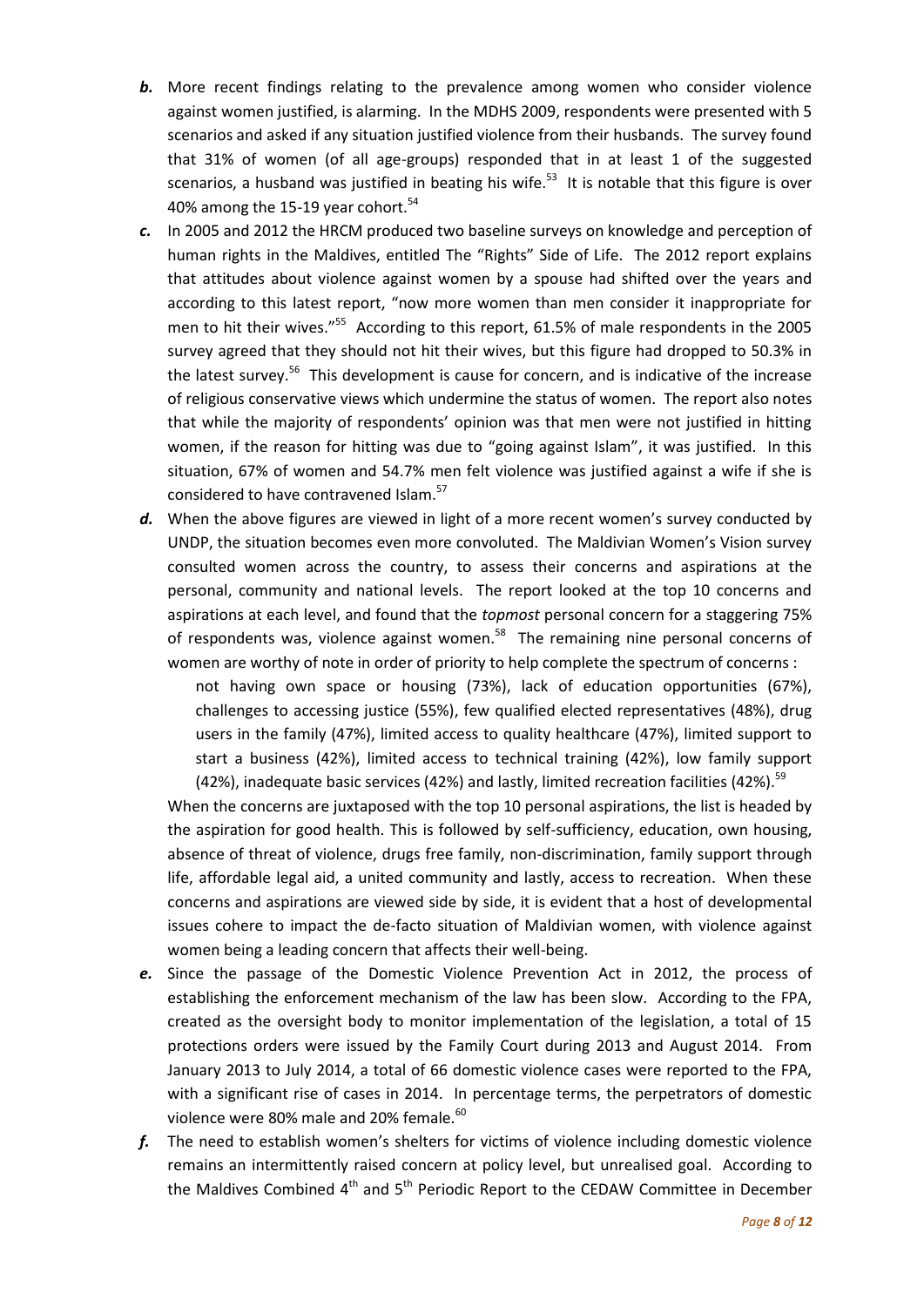***b.*** More recent findings relating to the prevalence among women who consider violence against women justified, is alarming. In the MDHS 2009, respondents were presented with 5 scenarios and asked if any situation justified violence from their husbands. The survey found that 31% of women (of all age-groups) responded that in at least 1 of the suggested scenarios, a husband was justified in beating his wife.[53] It is notable that this figure is over 40% among the 15-19 year cohort.[54]

***c.*** In 2005 and 2012 the HRCM produced two baseline surveys on knowledge and perception of human rights in the Maldives, entitled The "Rights" Side of Life. The 2012 report explains that attitudes about violence against women by a spouse had shifted over the years and according to this latest report, "now more women than men consider it inappropriate for men to hit their wives."[55] According to this report, 61.5% of male respondents in the 2005 survey agreed that they should not hit their wives, but this figure had dropped to 50.3% in the latest survey.[56] This development is cause for concern, and is indicative of the increase of religious conservative views which undermine the status of women. The report also notes that while the majority of respondents' opinion was that men were not justified in hitting women, if the reason for hitting was due to "going against Islam", it was justified. In this situation, 67% of women and 54.7% men felt violence was justified against a wife if she is considered to have contravened Islam.[57]

***d.*** When the above figures are viewed in light of a more recent women's survey conducted by UNDP, the situation becomes even more convoluted. The Maldivian Women's Vision survey consulted women across the country, to assess their concerns and aspirations at the personal, community and national levels. The report looked at the top 10 concerns and aspirations at each level, and found that the *topmost* personal concern for a staggering 75% of respondents was, violence against women.[58] The remaining nine personal concerns of women are worthy of note in order of priority to help complete the spectrum of concerns :

> not having own space or housing (73%), lack of education opportunities (67%), challenges to accessing justice (55%), few qualified elected representatives (48%), drug users in the family (47%), limited access to quality healthcare (47%), limited support to start a business (42%), limited access to technical training (42%), low family support (42%), inadequate basic services (42%) and lastly, limited recreation facilities (42%).[59]

When the concerns are juxtaposed with the top 10 personal aspirations, the list is headed by the aspiration for good health. This is followed by self-sufficiency, education, own housing, absence of threat of violence, drugs free family, non-discrimination, family support through life, affordable legal aid, a united community and lastly, access to recreation. When these concerns and aspirations are viewed side by side, it is evident that a host of developmental issues cohere to impact the de-facto situation of Maldivian women, with violence against women being a leading concern that affects their well-being.

***e.*** Since the passage of the Domestic Violence Prevention Act in 2012, the process of establishing the enforcement mechanism of the law has been slow. According to the FPA, created as the oversight body to monitor implementation of the legislation, a total of 15 protections orders were issued by the Family Court during 2013 and August 2014. From January 2013 to July 2014, a total of 66 domestic violence cases were reported to the FPA, with a significant rise of cases in 2014. In percentage terms, the perpetrators of domestic violence were 80% male and 20% female.[60]

***f.*** The need to establish women's shelters for victims of violence including domestic violence remains an intermittently raised concern at policy level, but unrealised goal. According to the Maldives Combined 4th and 5th Periodic Report to the CEDAW Committee in December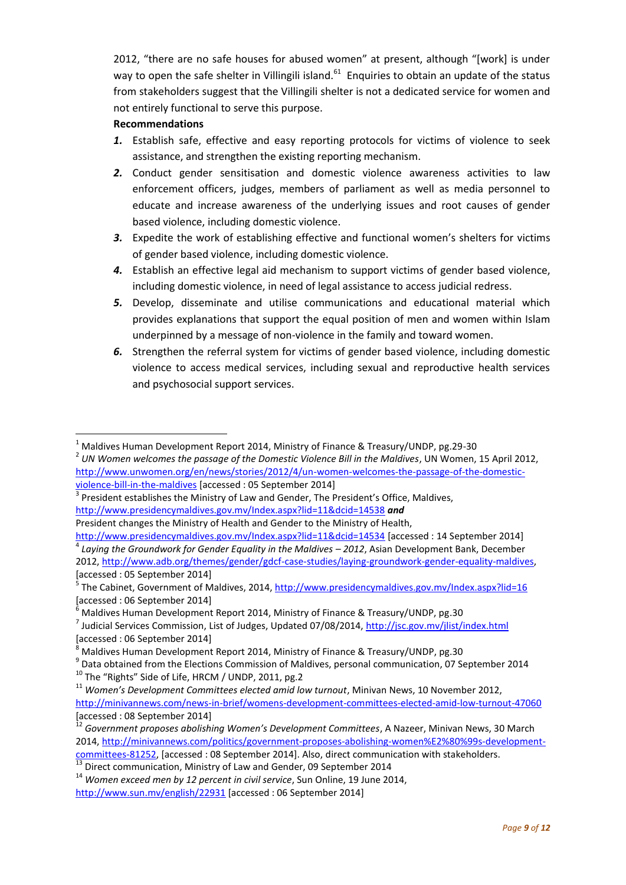2012, "there are no safe houses for abused women" at present, although "[work] is under way to open the safe shelter in Villingili island.[61] Enquiries to obtain an update of the status from stakeholders suggest that the Villingili shelter is not a dedicated service for women and not entirely functional to serve this purpose.

**Recommendations**

1. Establish safe, effective and easy reporting protocols for victims of violence to seek assistance, and strengthen the existing reporting mechanism.
2. Conduct gender sensitisation and domestic violence awareness activities to law enforcement officers, judges, members of parliament as well as media personnel to educate and increase awareness of the underlying issues and root causes of gender based violence, including domestic violence.
3. Expedite the work of establishing effective and functional women's shelters for victims of gender based violence, including domestic violence.
4. Establish an effective legal aid mechanism to support victims of gender based violence, including domestic violence, in need of legal assistance to access judicial redress.
5. Develop, disseminate and utilise communications and educational material which provides explanations that support the equal position of men and women within Islam underpinned by a message of non-violence in the family and toward women.
6. Strengthen the referral system for victims of gender based violence, including domestic violence to access medical services, including sexual and reproductive health services and psychosocial support services.

---

[1] Maldives Human Development Report 2014, Ministry of Finance & Treasury/UNDP, pg.29-30

[2] *UN Women welcomes the passage of the Domestic Violence Bill in the Maldives*, UN Women, 15 April 2012, http://www.unwomen.org/en/news/stories/2012/4/un-women-welcomes-the-passage-of-the-domestic-violence-bill-in-the-maldives [accessed : 05 September 2014]

[3] President establishes the Ministry of Law and Gender, The President's Office, Maldives, http://www.presidencymaldives.gov.mv/Index.aspx?lid=11&dcid=14538 ***and*** President changes the Ministry of Health and Gender to the Ministry of Health, http://www.presidencymaldives.gov.mv/Index.aspx?lid=11&dcid=14534 [accessed : 14 September 2014]

[4] *Laying the Groundwork for Gender Equality in the Maldives – 2012*, Asian Development Bank, December 2012, http://www.adb.org/themes/gender/gdcf-case-studies/laying-groundwork-gender-equality-maldives, [accessed : 05 September 2014]

[5] The Cabinet, Government of Maldives, 2014, http://www.presidencymaldives.gov.mv/Index.aspx?lid=16 [accessed : 06 September 2014]

[6] Maldives Human Development Report 2014, Ministry of Finance & Treasury/UNDP, pg.30

[7] Judicial Services Commission, List of Judges, Updated 07/08/2014, http://jsc.gov.mv/jlist/index.html [accessed : 06 September 2014]

[8] Maldives Human Development Report 2014, Ministry of Finance & Treasury/UNDP, pg.30

[9] Data obtained from the Elections Commission of Maldives, personal communication, 07 September 2014

[10] The "Rights" Side of Life, HRCM / UNDP, 2011, pg.2

[11] *Women's Development Committees elected amid low turnout*, Minivan News, 10 November 2012, http://minivannews.com/news-in-brief/womens-development-committees-elected-amid-low-turnout-47060 [accessed : 08 September 2014]

[12] *Government proposes abolishing Women's Development Committees*, A Nazeer, Minivan News, 30 March 2014, http://minivannews.com/politics/government-proposes-abolishing-women%E2%80%99s-development-committees-81252, [accessed : 08 September 2014]. Also, direct communication with stakeholders.

[13] Direct communication, Ministry of Law and Gender, 09 September 2014

[14] *Women exceed men by 12 percent in civil service*, Sun Online, 19 June 2014, http://www.sun.mv/english/22931 [accessed : 06 September 2014]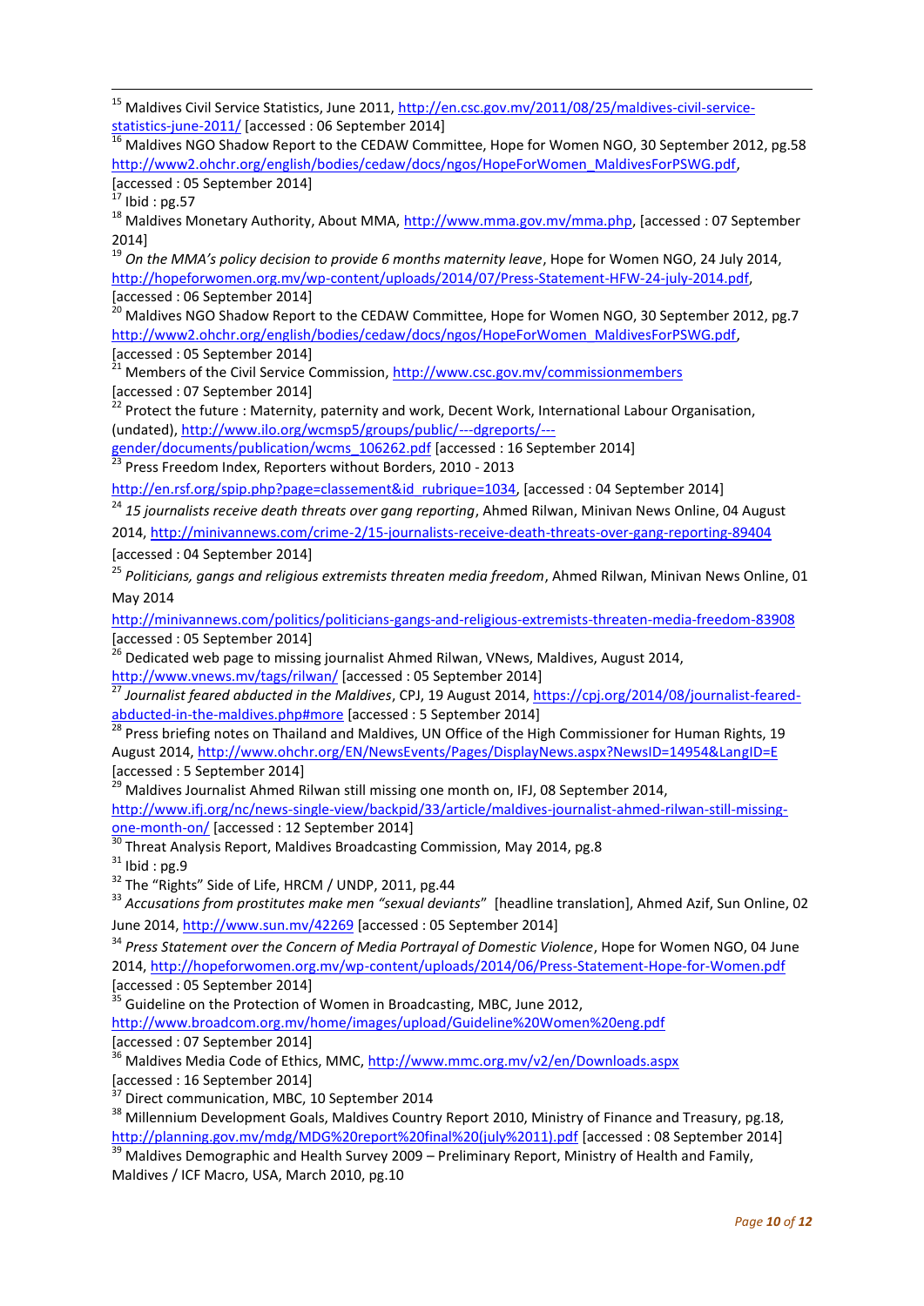[15] Maldives Civil Service Statistics, June 2011, http://en.csc.gov.mv/2011/08/25/maldives-civil-service-statistics-june-2011/ [accessed : 06 September 2014]

[16] Maldives NGO Shadow Report to the CEDAW Committee, Hope for Women NGO, 30 September 2012, pg.58 http://www2.ohchr.org/english/bodies/cedaw/docs/ngos/HopeForWomen_MaldivesForPSWG.pdf, [accessed : 05 September 2014]

[17] Ibid : pg.57

[18] Maldives Monetary Authority, About MMA, http://www.mma.gov.mv/mma.php, [accessed : 07 September 2014]

[19] *On the MMA's policy decision to provide 6 months maternity leave*, Hope for Women NGO, 24 July 2014, http://hopeforwomen.org.mv/wp-content/uploads/2014/07/Press-Statement-HFW-24-july-2014.pdf, [accessed : 06 September 2014]

[20] Maldives NGO Shadow Report to the CEDAW Committee, Hope for Women NGO, 30 September 2012, pg.7 http://www2.ohchr.org/english/bodies/cedaw/docs/ngos/HopeForWomen_MaldivesForPSWG.pdf, [accessed : 05 September 2014]

[21] Members of the Civil Service Commission, http://www.csc.gov.mv/commissionmembers [accessed : 07 September 2014]

[22] Protect the future : Maternity, paternity and work, Decent Work, International Labour Organisation, (undated), http://www.ilo.org/wcmsp5/groups/public/---dgreports/---gender/documents/publication/wcms_106262.pdf [accessed : 16 September 2014]

[23] Press Freedom Index, Reporters without Borders, 2010 - 2013 http://en.rsf.org/spip.php?page=classement&id_rubrique=1034, [accessed : 04 September 2014]

[24] *15 journalists receive death threats over gang reporting*, Ahmed Rilwan, Minivan News Online, 04 August 2014, http://minivannews.com/crime-2/15-journalists-receive-death-threats-over-gang-reporting-89404 [accessed : 04 September 2014]

[25] *Politicians, gangs and religious extremists threaten media freedom*, Ahmed Rilwan, Minivan News Online, 01 May 2014 http://minivannews.com/politics/politicians-gangs-and-religious-extremists-threaten-media-freedom-83908 [accessed : 05 September 2014]

[26] Dedicated web page to missing journalist Ahmed Rilwan, VNews, Maldives, August 2014, http://www.vnews.mv/tags/rilwan/ [accessed : 05 September 2014]

[27] *Journalist feared abducted in the Maldives*, CPJ, 19 August 2014, https://cpj.org/2014/08/journalist-feared-abducted-in-the-maldives.php#more [accessed : 5 September 2014]

[28] Press briefing notes on Thailand and Maldives, UN Office of the High Commissioner for Human Rights, 19 August 2014, http://www.ohchr.org/EN/NewsEvents/Pages/DisplayNews.aspx?NewsID=14954&LangID=E [accessed : 5 September 2014]

[29] Maldives Journalist Ahmed Rilwan still missing one month on, IFJ, 08 September 2014, http://www.ifj.org/nc/news-single-view/backpid/33/article/maldives-journalist-ahmed-rilwan-still-missing-one-month-on/ [accessed : 12 September 2014]

[30] Threat Analysis Report, Maldives Broadcasting Commission, May 2014, pg.8

[31] Ibid : pg.9

[32] The "Rights" Side of Life, HRCM / UNDP, 2011, pg.44

[33] *Accusations from prostitutes make men "sexual deviants"* [headline translation], Ahmed Azif, Sun Online, 02 June 2014, http://www.sun.mv/42269 [accessed : 05 September 2014]

[34] *Press Statement over the Concern of Media Portrayal of Domestic Violence*, Hope for Women NGO, 04 June 2014, http://hopeforwomen.org.mv/wp-content/uploads/2014/06/Press-Statement-Hope-for-Women.pdf [accessed : 05 September 2014]

[35] Guideline on the Protection of Women in Broadcasting, MBC, June 2012, http://www.broadcom.org.mv/home/images/upload/Guideline%20Women%20eng.pdf [accessed : 07 September 2014]

[36] Maldives Media Code of Ethics, MMC, http://www.mmc.org.mv/v2/en/Downloads.aspx [accessed : 16 September 2014]

[37] Direct communication, MBC, 10 September 2014

[38] Millennium Development Goals, Maldives Country Report 2010, Ministry of Finance and Treasury, pg.18, http://planning.gov.mv/mdg/MDG%20report%20final%20(july%2011).pdf [accessed : 08 September 2014]

[39] Maldives Demographic and Health Survey 2009 – Preliminary Report, Ministry of Health and Family, Maldives / ICF Macro, USA, March 2010, pg.10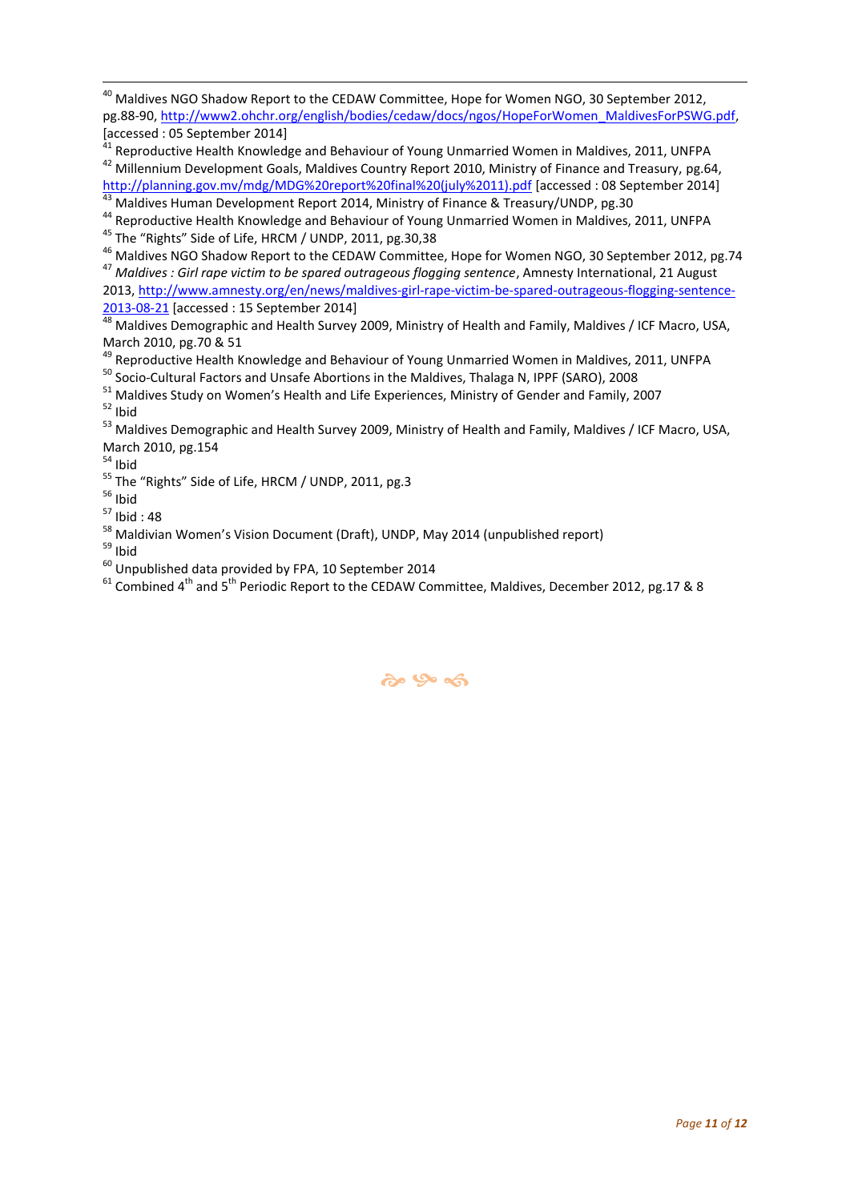[40] Maldives NGO Shadow Report to the CEDAW Committee, Hope for Women NGO, 30 September 2012, pg.88-90, http://www2.ohchr.org/english/bodies/cedaw/docs/ngos/HopeForWomen_MaldivesForPSWG.pdf, [accessed : 05 September 2014]

[41] Reproductive Health Knowledge and Behaviour of Young Unmarried Women in Maldives, 2011, UNFPA

[42] Millennium Development Goals, Maldives Country Report 2010, Ministry of Finance and Treasury, pg.64, http://planning.gov.mv/mdg/MDG%20report%20final%20(july%2011).pdf [accessed : 08 September 2014]

[43] Maldives Human Development Report 2014, Ministry of Finance & Treasury/UNDP, pg.30

[44] Reproductive Health Knowledge and Behaviour of Young Unmarried Women in Maldives, 2011, UNFPA

[45] The "Rights" Side of Life, HRCM / UNDP, 2011, pg.30,38

[46] Maldives NGO Shadow Report to the CEDAW Committee, Hope for Women NGO, 30 September 2012, pg.74

[47] *Maldives : Girl rape victim to be spared outrageous flogging sentence*, Amnesty International, 21 August 2013, http://www.amnesty.org/en/news/maldives-girl-rape-victim-be-spared-outrageous-flogging-sentence-2013-08-21 [accessed : 15 September 2014]

[48] Maldives Demographic and Health Survey 2009, Ministry of Health and Family, Maldives / ICF Macro, USA, March 2010, pg.70 & 51

[49] Reproductive Health Knowledge and Behaviour of Young Unmarried Women in Maldives, 2011, UNFPA

[50] Socio-Cultural Factors and Unsafe Abortions in the Maldives, Thalaga N, IPPF (SARO), 2008

[51] Maldives Study on Women's Health and Life Experiences, Ministry of Gender and Family, 2007

[52] Ibid

[53] Maldives Demographic and Health Survey 2009, Ministry of Health and Family, Maldives / ICF Macro, USA, March 2010, pg.154

[54] Ibid

[55] The "Rights" Side of Life, HRCM / UNDP, 2011, pg.3

[56] Ibid

[57] Ibid : 48

[58] Maldivian Women's Vision Document (Draft), UNDP, May 2014 (unpublished report)

[59] Ibid

[60] Unpublished data provided by FPA, 10 September 2014

[61] Combined 4th and 5th Periodic Report to the CEDAW Committee, Maldives, December 2012, pg.17 & 8